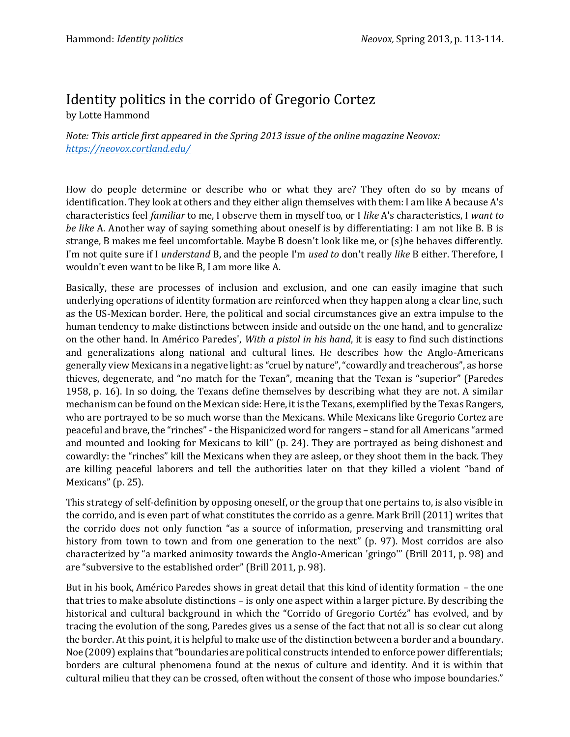# Identity politics in the corrido of Gregorio Cortez

by Lotte Hammond

*Note: This article first appeared in the Spring 2013 issue of the online magazine Neovox: [https://neovox.cortland.edu/](https://neovox.cortland.edu/)*

How do people determine or describe who or what they are? They often do so by means of identification. They look at others and they either align themselves with them: I am like A because A's characteristics feel *familiar* to me, I observe them in myself too, or I *like* A's characteristics, I *want to be like* A. Another way of saying something about oneself is by differentiating: I am not like B. B is strange, B makes me feel uncomfortable. Maybe B doesn't look like me, or (s)he behaves differently. I'm not quite sure if I *understand* B, and the people I'm *used to* don't really *like* B either. Therefore, I wouldn't even want to be like B, I am more like A.

Basically, these are processes of inclusion and exclusion, and one can easily imagine that such underlying operations of identity formation are reinforced when they happen along a clear line, such as the US-Mexican border. Here, the political and social circumstances give an extra impulse to the human tendency to make distinctions between inside and outside on the one hand, and to generalize on the other hand. In Américo Paredes', *With a pistol in his hand*, it is easy to find such distinctions and generalizations along national and cultural lines. He describes how the Anglo-Americans generally view Mexicans in a negative light: as "cruel by nature", "cowardly and treacherous", as horse thieves, degenerate, and "no match for the Texan", meaning that the Texan is "superior" (Paredes 1958, p. 16). In so doing, the Texans define themselves by describing what they are not. A similar mechanism can be found on the Mexican side: Here, it is the Texans, exemplified by the Texas Rangers, who are portrayed to be so much worse than the Mexicans. While Mexicans like Gregorio Cortez are peaceful and brave, the "rinches" - the Hispanicized word for rangers – stand for all Americans "armed and mounted and looking for Mexicans to kill" (p. 24). They are portrayed as being dishonest and cowardly: the "rinches" kill the Mexicans when they are asleep, or they shoot them in the back. They are killing peaceful laborers and tell the authorities later on that they killed a violent "band of Mexicans" (p. 25).

This strategy of self-definition by opposing oneself, or the group that one pertains to, is also visible in the corrido, and is even part of what constitutes the corrido as a genre. Mark Brill (2011) writes that the corrido does not only function "as a source of information, preserving and transmitting oral history from town to town and from one generation to the next" (p. 97). Most corridos are also characterized by "a marked animosity towards the Anglo-American 'gringo'" (Brill 2011, p. 98) and are "subversive to the established order" (Brill 2011, p. 98).

But in his book, Américo Paredes shows in great detail that this kind of identity formation – the one that tries to make absolute distinctions – is only one aspect within a larger picture. By describing the historical and cultural background in which the "Corrido of Gregorio Cortéz" has evolved, and by tracing the evolution of the song, Paredes gives us a sense of the fact that not all is so clear cut along the border. At this point, it is helpful to make use of the distinction between a border and a boundary. Noe (2009) explains that "boundaries are political constructs intended to enforce power differentials; borders are cultural phenomena found at the nexus of culture and identity. And it is within that cultural milieu that they can be crossed, often without the consent of those who impose boundaries."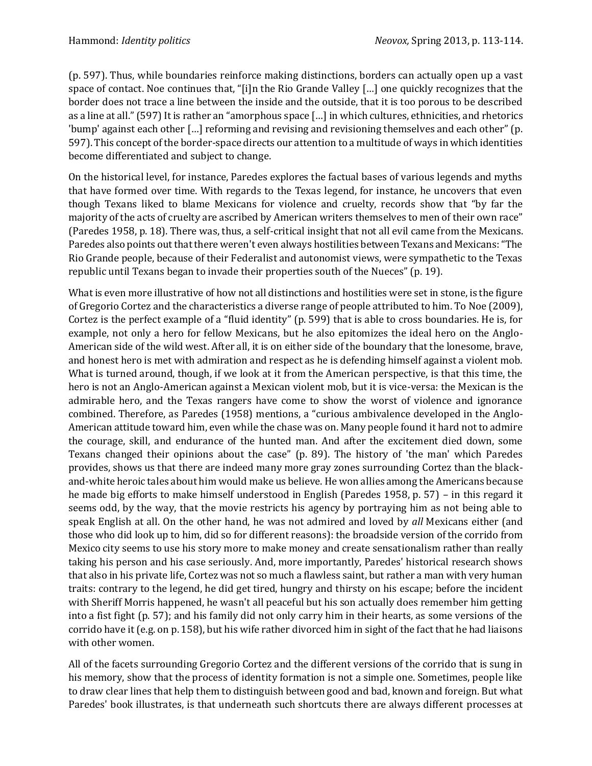(p. 597). Thus, while boundaries reinforce making distinctions, borders can actually open up a vast space of contact. Noe continues that, "[i]n the Rio Grande Valley […] one quickly recognizes that the border does not trace a line between the inside and the outside, that it is too porous to be described as a line at all." (597) It is rather an "amorphous space […] in which cultures, ethnicities, and rhetorics 'bump' against each other […] reforming and revising and revisioning themselves and each other" (p. 597). This concept of the border-space directs our attention to a multitude of ways in which identities become differentiated and subject to change.

On the historical level, for instance, Paredes explores the factual bases of various legends and myths that have formed over time. With regards to the Texas legend, for instance, he uncovers that even though Texans liked to blame Mexicans for violence and cruelty, records show that "by far the majority of the acts of cruelty are ascribed by American writers themselves to men of their own race" (Paredes 1958, p. 18). There was, thus, a self-critical insight that not all evil came from the Mexicans. Paredes also points out that there weren't even always hostilities between Texans and Mexicans: "The Rio Grande people, because of their Federalist and autonomist views, were sympathetic to the Texas republic until Texans began to invade their properties south of the Nueces" (p. 19).

What is even more illustrative of how not all distinctions and hostilities were set in stone, is the figure of Gregorio Cortez and the characteristics a diverse range of people attributed to him. To Noe (2009), Cortez is the perfect example of a "fluid identity" (p. 599) that is able to cross boundaries. He is, for example, not only a hero for fellow Mexicans, but he also epitomizes the ideal hero on the Anglo-American side of the wild west. After all, it is on either side of the boundary that the lonesome, brave, and honest hero is met with admiration and respect as he is defending himself against a violent mob. What is turned around, though, if we look at it from the American perspective, is that this time, the hero is not an Anglo-American against a Mexican violent mob, but it is vice-versa: the Mexican is the admirable hero, and the Texas rangers have come to show the worst of violence and ignorance combined. Therefore, as Paredes (1958) mentions, a "curious ambivalence developed in the Anglo-American attitude toward him, even while the chase was on. Many people found it hard not to admire the courage, skill, and endurance of the hunted man. And after the excitement died down, some Texans changed their opinions about the case" (p. 89). The history of 'the man' which Paredes provides, shows us that there are indeed many more gray zones surrounding Cortez than the black-and-white heroic tales about him would make us believe. He won allies among the Americans because he made big efforts to make himself understood in English (Paredes 1958, p. 57) – in this regard it seems odd, by the way, that the movie restricts his agency by portraying him as not being able to speak English at all. On the other hand, he was not admired and loved by *all* Mexicans either (and those who did look up to him, did so for different reasons): the broadside version of the corrido from Mexico city seems to use his story more to make money and create sensationalism rather than really taking his person and his case seriously. And, more importantly, Paredes' historical research shows that also in his private life, Cortez was not so much a flawless saint, but rather a man with very human traits: contrary to the legend, he did get tired, hungry and thirsty on his escape; before the incident with Sheriff Morris happened, he wasn't all peaceful but his son actually does remember him getting into a fist fight (p. 57); and his family did not only carry him in their hearts, as some versions of the corrido have it (e.g. on p. 158), but his wife rather divorced him in sight of the fact that he had liaisons with other women.

All of the facets surrounding Gregorio Cortez and the different versions of the corrido that is sung in his memory, show that the process of identity formation is not a simple one. Sometimes, people like to draw clear lines that help them to distinguish between good and bad, known and foreign. But what Paredes' book illustrates, is that underneath such shortcuts there are always different processes at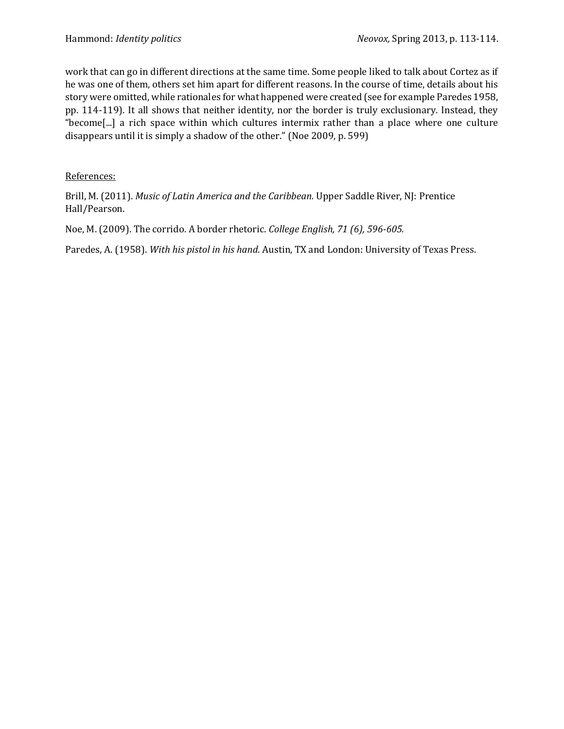work that can go in different directions at the same time. Some people liked to talk about Cortez as if he was one of them, others set him apart for different reasons. In the course of time, details about his story were omitted, while rationales for what happened were created (see for example Paredes 1958, pp. 114-119). It all shows that neither identity, nor the border is truly exclusionary. Instead, they "become[...] a rich space within which cultures intermix rather than a place where one culture disappears until it is simply a shadow of the other." (Noe 2009, p. 599)

<u>References:</u>

Brill, M. (2011). *Music of Latin America and the Caribbean.* Upper Saddle River, NJ: Prentice Hall/Pearson.

Noe, M. (2009). The corrido. A border rhetoric. *College English, 71 (6), 596-605.*

Paredes, A. (1958). *With his pistol in his hand.* Austin, TX and London: University of Texas Press.